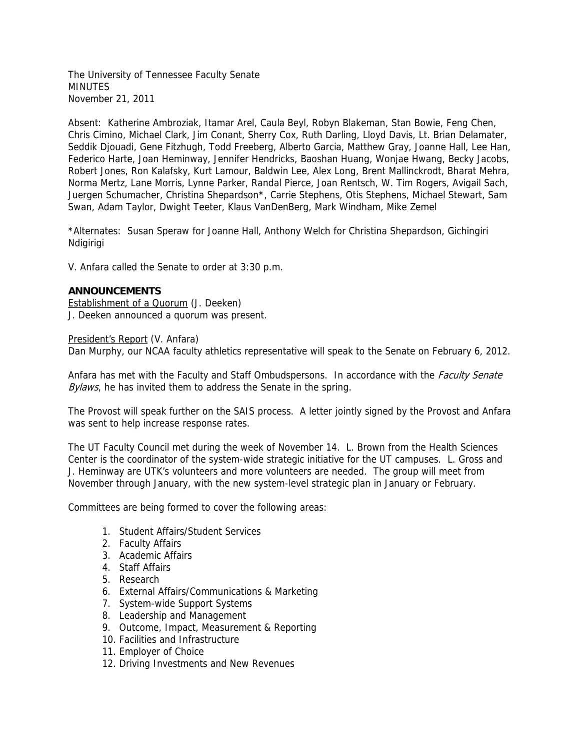The University of Tennessee Faculty Senate
MINUTES
November 21, 2011

Absent: Katherine Ambroziak, Itamar Arel, Caula Beyl, Robyn Blakeman, Stan Bowie, Feng Chen, Chris Cimino, Michael Clark, Jim Conant, Sherry Cox, Ruth Darling, Lloyd Davis, Lt. Brian Delamater, Seddik Djouadi, Gene Fitzhugh, Todd Freeberg, Alberto Garcia, Matthew Gray, Joanne Hall, Lee Han, Federico Harte, Joan Heminway, Jennifer Hendricks, Baoshan Huang, Wonjae Hwang, Becky Jacobs, Robert Jones, Ron Kalafsky, Kurt Lamour, Baldwin Lee, Alex Long, Brent Mallinckrodt, Bharat Mehra, Norma Mertz, Lane Morris, Lynne Parker, Randal Pierce, Joan Rentsch, W. Tim Rogers, Avigail Sach, Juergen Schumacher, Christina Shepardson*, Carrie Stephens, Otis Stephens, Michael Stewart, Sam Swan, Adam Taylor, Dwight Teeter, Klaus VanDenBerg, Mark Windham, Mike Zemel

*Alternates: Susan Speraw for Joanne Hall, Anthony Welch for Christina Shepardson, Gichingiri Ndigirigi

V. Anfara called the Senate to order at 3:30 p.m.

**ANNOUNCEMENTS**

Establishment of a Quorum (J. Deeken)
J. Deeken announced a quorum was present.

President's Report (V. Anfara)
Dan Murphy, our NCAA faculty athletics representative will speak to the Senate on February 6, 2012.

Anfara has met with the Faculty and Staff Ombudspersons. In accordance with the *Faculty Senate Bylaws*, he has invited them to address the Senate in the spring.

The Provost will speak further on the SAIS process. A letter jointly signed by the Provost and Anfara was sent to help increase response rates.

The UT Faculty Council met during the week of November 14. L. Brown from the Health Sciences Center is the coordinator of the system-wide strategic initiative for the UT campuses. L. Gross and J. Heminway are UTK's volunteers and more volunteers are needed. The group will meet from November through January, with the new system-level strategic plan in January or February.

Committees are being formed to cover the following areas:

1. Student Affairs/Student Services
2. Faculty Affairs
3. Academic Affairs
4. Staff Affairs
5. Research
6. External Affairs/Communications & Marketing
7. System-wide Support Systems
8. Leadership and Management
9. Outcome, Impact, Measurement & Reporting
10. Facilities and Infrastructure
11. Employer of Choice
12. Driving Investments and New Revenues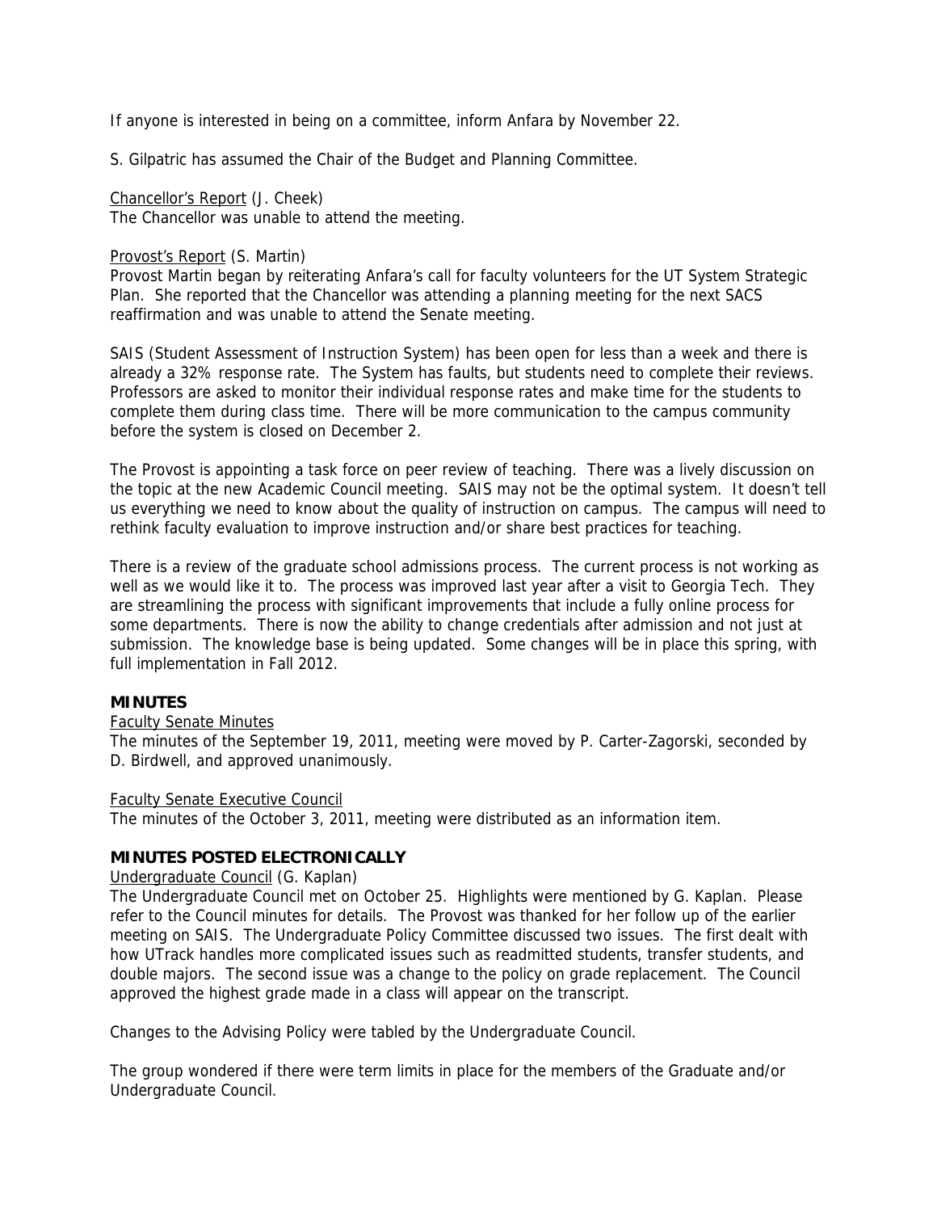If anyone is interested in being on a committee, inform Anfara by November 22.

S. Gilpatric has assumed the Chair of the Budget and Planning Committee.

Chancellor's Report (J. Cheek)
The Chancellor was unable to attend the meeting.

Provost's Report (S. Martin)
Provost Martin began by reiterating Anfara's call for faculty volunteers for the UT System Strategic Plan. She reported that the Chancellor was attending a planning meeting for the next SACS reaffirmation and was unable to attend the Senate meeting.

SAIS (Student Assessment of Instruction System) has been open for less than a week and there is already a 32% response rate. The System has faults, but students need to complete their reviews. Professors are asked to monitor their individual response rates and make time for the students to complete them during class time. There will be more communication to the campus community before the system is closed on December 2.

The Provost is appointing a task force on peer review of teaching. There was a lively discussion on the topic at the new Academic Council meeting. SAIS may not be the optimal system. It doesn't tell us everything we need to know about the quality of instruction on campus. The campus will need to rethink faculty evaluation to improve instruction and/or share best practices for teaching.

There is a review of the graduate school admissions process. The current process is not working as well as we would like it to. The process was improved last year after a visit to Georgia Tech. They are streamlining the process with significant improvements that include a fully online process for some departments. There is now the ability to change credentials after admission and not just at submission. The knowledge base is being updated. Some changes will be in place this spring, with full implementation in Fall 2012.

## MINUTES

Faculty Senate Minutes
The minutes of the September 19, 2011, meeting were moved by P. Carter-Zagorski, seconded by D. Birdwell, and approved unanimously.

Faculty Senate Executive Council
The minutes of the October 3, 2011, meeting were distributed as an information item.

## MINUTES POSTED ELECTRONICALLY

Undergraduate Council (G. Kaplan)
The Undergraduate Council met on October 25. Highlights were mentioned by G. Kaplan. Please refer to the Council minutes for details. The Provost was thanked for her follow up of the earlier meeting on SAIS. The Undergraduate Policy Committee discussed two issues. The first dealt with how UTrack handles more complicated issues such as readmitted students, transfer students, and double majors. The second issue was a change to the policy on grade replacement. The Council approved the highest grade made in a class will appear on the transcript.

Changes to the Advising Policy were tabled by the Undergraduate Council.

The group wondered if there were term limits in place for the members of the Graduate and/or Undergraduate Council.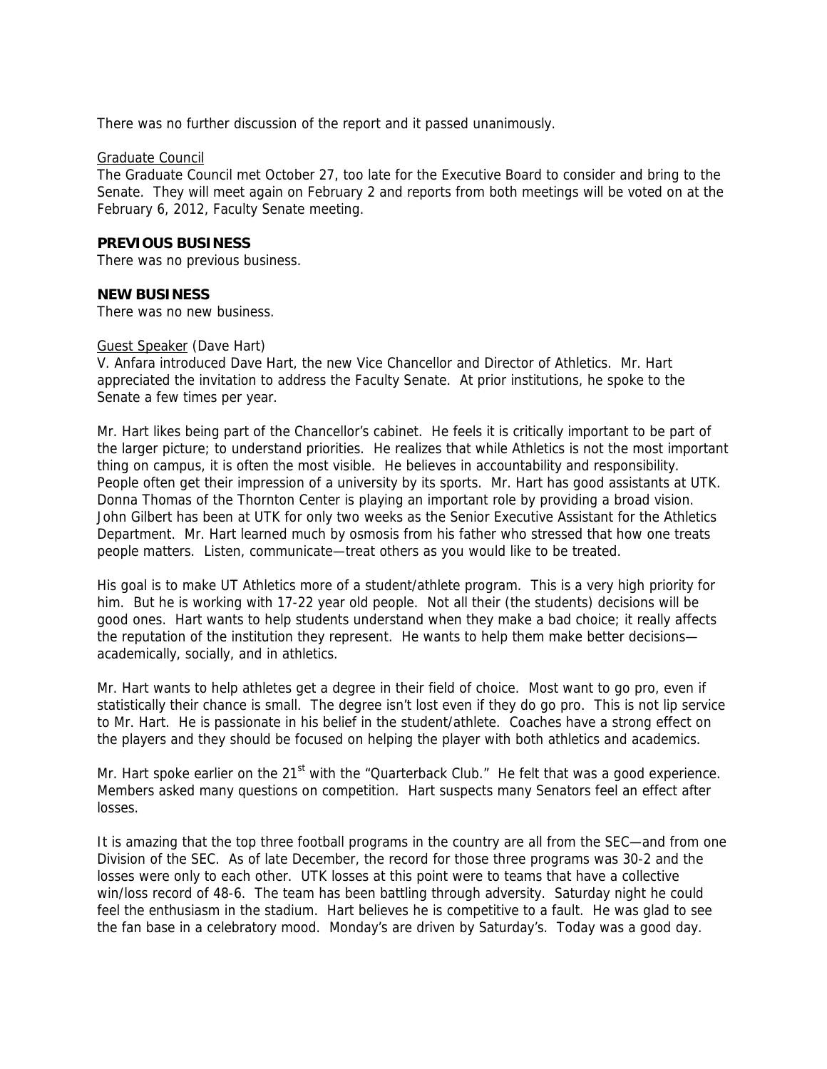There was no further discussion of the report and it passed unanimously.

Graduate Council

The Graduate Council met October 27, too late for the Executive Board to consider and bring to the Senate. They will meet again on February 2 and reports from both meetings will be voted on at the February 6, 2012, Faculty Senate meeting.

**PREVIOUS BUSINESS**

There was no previous business.

**NEW BUSINESS**

There was no new business.

Guest Speaker (Dave Hart)

V. Anfara introduced Dave Hart, the new Vice Chancellor and Director of Athletics. Mr. Hart appreciated the invitation to address the Faculty Senate. At prior institutions, he spoke to the Senate a few times per year.

Mr. Hart likes being part of the Chancellor's cabinet. He feels it is critically important to be part of the larger picture; to understand priorities. He realizes that while Athletics is not the most important thing on campus, it is often the most visible. He believes in accountability and responsibility. People often get their impression of a university by its sports. Mr. Hart has good assistants at UTK. Donna Thomas of the Thornton Center is playing an important role by providing a broad vision. John Gilbert has been at UTK for only two weeks as the Senior Executive Assistant for the Athletics Department. Mr. Hart learned much by osmosis from his father who stressed that how one treats people matters. Listen, communicate—treat others as you would like to be treated.

His goal is to make UT Athletics more of a student/athlete program. This is a very high priority for him. But he is working with 17-22 year old people. Not all their (the students) decisions will be good ones. Hart wants to help students understand when they make a bad choice; it really affects the reputation of the institution they represent. He wants to help them make better decisions—academically, socially, and in athletics.

Mr. Hart wants to help athletes get a degree in their field of choice. Most want to go pro, even if statistically their chance is small. The degree isn't lost even if they do go pro. This is not lip service to Mr. Hart. He is passionate in his belief in the student/athlete. Coaches have a strong effect on the players and they should be focused on helping the player with both athletics and academics.

Mr. Hart spoke earlier on the 21st with the "Quarterback Club." He felt that was a good experience. Members asked many questions on competition. Hart suspects many Senators feel an effect after losses.

It is amazing that the top three football programs in the country are all from the SEC—and from one Division of the SEC. As of late December, the record for those three programs was 30-2 and the losses were only to each other. UTK losses at this point were to teams that have a collective win/loss record of 48-6. The team has been battling through adversity. Saturday night he could feel the enthusiasm in the stadium. Hart believes he is competitive to a fault. He was glad to see the fan base in a celebratory mood. Monday's are driven by Saturday's. Today was a good day.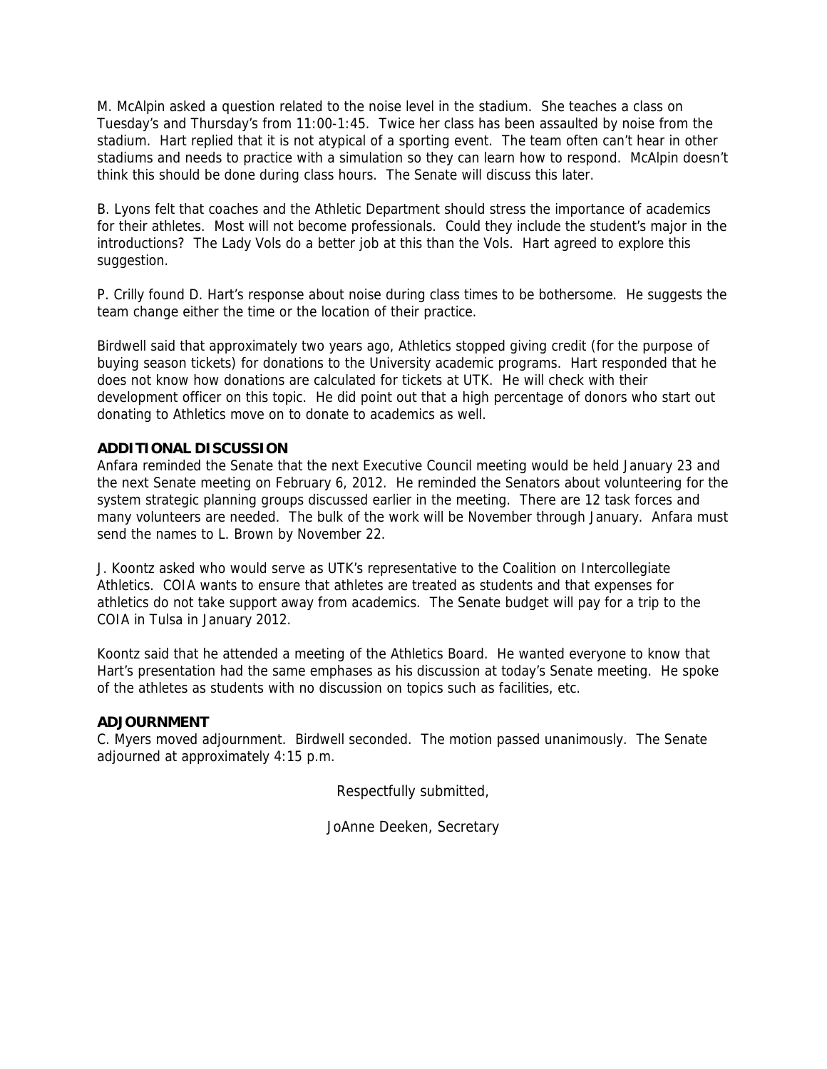M. McAlpin asked a question related to the noise level in the stadium. She teaches a class on Tuesday's and Thursday's from 11:00-1:45. Twice her class has been assaulted by noise from the stadium. Hart replied that it is not atypical of a sporting event. The team often can't hear in other stadiums and needs to practice with a simulation so they can learn how to respond. McAlpin doesn't think this should be done during class hours. The Senate will discuss this later.

B. Lyons felt that coaches and the Athletic Department should stress the importance of academics for their athletes. Most will not become professionals. Could they include the student's major in the introductions? The Lady Vols do a better job at this than the Vols. Hart agreed to explore this suggestion.

P. Crilly found D. Hart's response about noise during class times to be bothersome. He suggests the team change either the time or the location of their practice.

Birdwell said that approximately two years ago, Athletics stopped giving credit (for the purpose of buying season tickets) for donations to the University academic programs. Hart responded that he does not know how donations are calculated for tickets at UTK. He will check with their development officer on this topic. He did point out that a high percentage of donors who start out donating to Athletics move on to donate to academics as well.

**ADDITIONAL DISCUSSION**

Anfara reminded the Senate that the next Executive Council meeting would be held January 23 and the next Senate meeting on February 6, 2012. He reminded the Senators about volunteering for the system strategic planning groups discussed earlier in the meeting. There are 12 task forces and many volunteers are needed. The bulk of the work will be November through January. Anfara must send the names to L. Brown by November 22.

J. Koontz asked who would serve as UTK's representative to the Coalition on Intercollegiate Athletics. COIA wants to ensure that athletes are treated as students and that expenses for athletics do not take support away from academics. The Senate budget will pay for a trip to the COIA in Tulsa in January 2012.

Koontz said that he attended a meeting of the Athletics Board. He wanted everyone to know that Hart's presentation had the same emphases as his discussion at today's Senate meeting. He spoke of the athletes as students with no discussion on topics such as facilities, etc.

**ADJOURNMENT**

C. Myers moved adjournment. Birdwell seconded. The motion passed unanimously. The Senate adjourned at approximately 4:15 p.m.

Respectfully submitted,

JoAnne Deeken, Secretary